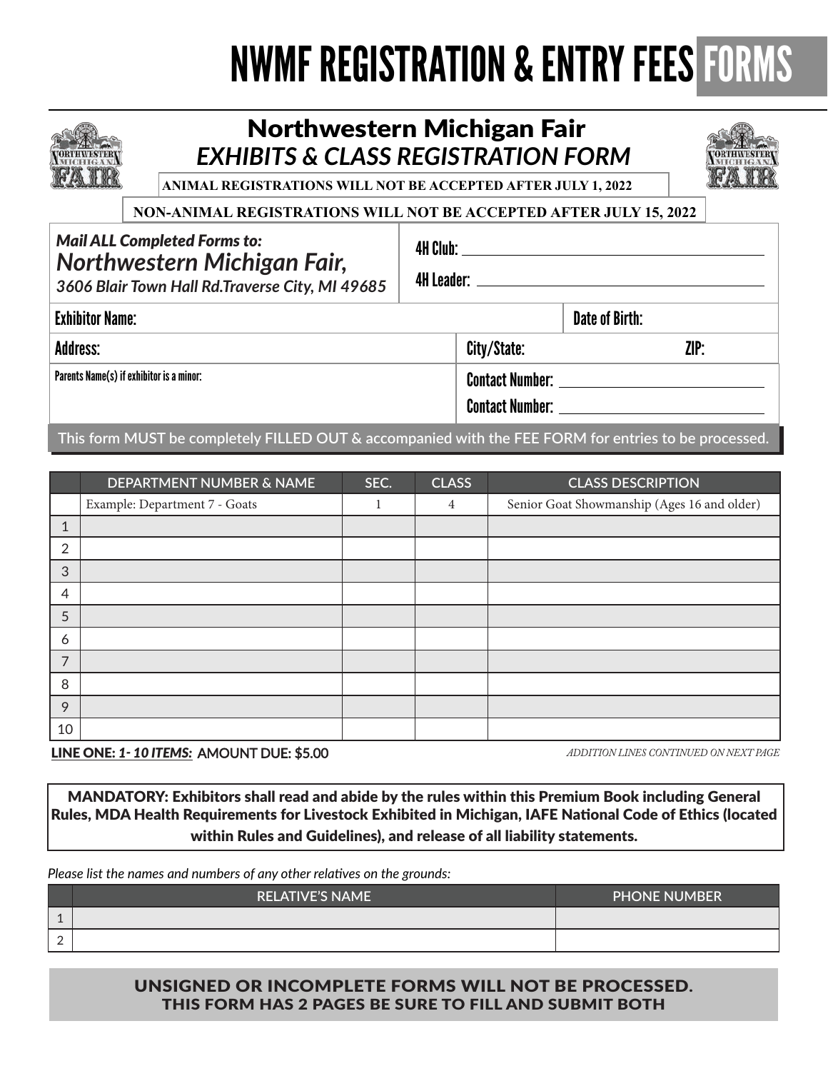# NWMF REGISTRATION & ENTRY FEES FORMS

## Northwestern Michigan Fair

### *EXHIBITS & CLASS REGISTRATION FORM*

**ANIMAL REGISTRATIONS WILL NOT BE ACCEPTED AFTER JULY 1, 2022**

**NON-ANIMAL REGISTRATIONS WILL NOT BE ACCEPTED AFTER JULY 15, 2022**

***Mail ALL Completed Forms to:***
***Northwestern Michigan Fair,***
***3606 Blair Town Hall Rd.Traverse City, MI 49685***

4H Club: ______________________

4H Leader: ______________________

| Exhibitor Name: | | Date of Birth: |
|---|---|---|
| Address: | City/State: | ZIP: |
| Parents Name(s) if exhibitor is a minor: | Contact Number: ______ Contact Number: ______ | |

This form MUST be completely FILLED OUT & accompanied with the FEE FORM for entries to be processed.

| | DEPARTMENT NUMBER & NAME | SEC. | CLASS | CLASS DESCRIPTION |
|---|---|---|---|---|
| | Example: Department 7 - Goats | 1 | 4 | Senior Goat Showmanship (Ages 16 and older) |
| 1 | | | | |
| 2 | | | | |
| 3 | | | | |
| 4 | | | | |
| 5 | | | | |
| 6 | | | | |
| 7 | | | | |
| 8 | | | | |
| 9 | | | | |
| 10 | | | | |

**LINE ONE: *1- 10 ITEMS:*** AMOUNT DUE: $5.00

*ADDITION LINES CONTINUED ON NEXT PAGE*

**MANDATORY: Exhibitors shall read and abide by the rules within this Premium Book including General Rules, MDA Health Requirements for Livestock Exhibited in Michigan, IAFE National Code of Ethics (located within Rules and Guidelines), and release of all liability statements.**

*Please list the names and numbers of any other relatives on the grounds:*

| | RELATIVE'S NAME | PHONE NUMBER |
|---|---|---|
| 1 | | |
| 2 | | |

**UNSIGNED OR INCOMPLETE FORMS WILL NOT BE PROCESSED.**
**THIS FORM HAS 2 PAGES BE SURE TO FILL AND SUBMIT BOTH**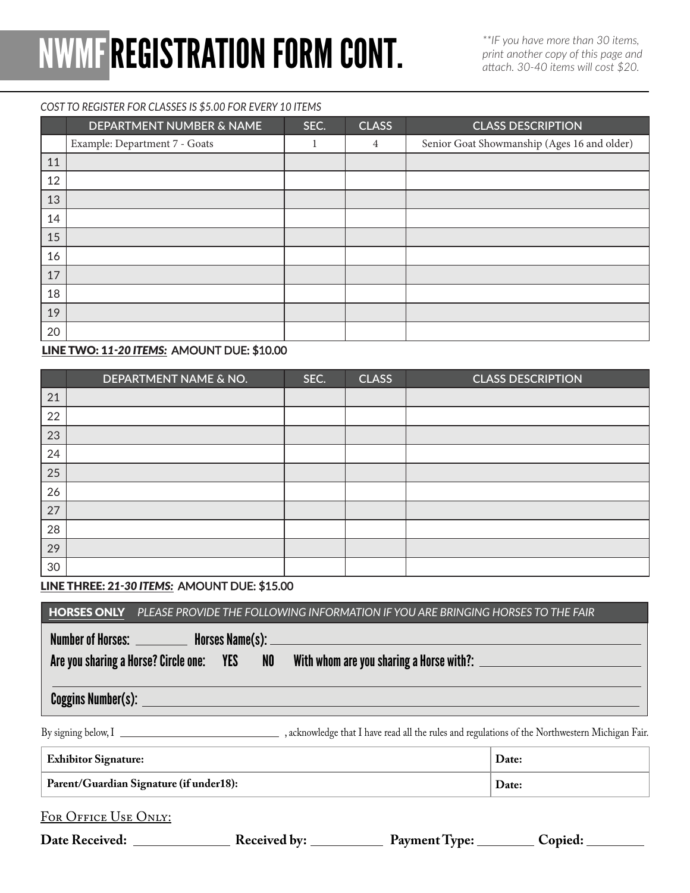# NWMF REGISTRATION FORM CONT.

*\*\*IF you have more than 30 items, print another copy of this page and attach. 30-40 items will cost $20.*

*COST TO REGISTER FOR CLASSES IS $5.00 FOR EVERY 10 ITEMS*

| | DEPARTMENT NUMBER & NAME | SEC. | CLASS | CLASS DESCRIPTION |
|---|---|---|---|---|
| | Example: Department 7 - Goats | 1 | 4 | Senior Goat Showmanship (Ages 16 and older) |
| 11 | | | | |
| 12 | | | | |
| 13 | | | | |
| 14 | | | | |
| 15 | | | | |
| 16 | | | | |
| 17 | | | | |
| 18 | | | | |
| 19 | | | | |
| 20 | | | | |

**LINE TWO: 1*1-20 ITEMS:* AMOUNT DUE: $10.00**

| | DEPARTMENT NAME & NO. | SEC. | CLASS | CLASS DESCRIPTION |
|---|---|---|---|---|
| 21 | | | | |
| 22 | | | | |
| 23 | | | | |
| 24 | | | | |
| 25 | | | | |
| 26 | | | | |
| 27 | | | | |
| 28 | | | | |
| 29 | | | | |
| 30 | | | | |

**LINE THREE: 2*1-30 ITEMS:* AMOUNT DUE: $15.00**

**HORSES ONLY** *PLEASE PROVIDE THE FOLLOWING INFORMATION IF YOU ARE BRINGING HORSES TO THE FAIR*

**Number of Horses:** ________ **Horses Name(s):** ________________________________________

**Are you sharing a Horse? Circle one: YES NO With whom are you sharing a Horse with?:** ____________________

________________________________________________________________________

**Coggins Number(s):** ________________________________________________________

By signing below, I ______________________________ , acknowledge that I have read all the rules and regulations of the Northwestern Michigan Fair.

| **Exhibitor Signature:** | **Date:** |
|---|---|
| **Parent/Guardian Signature (if under18):** | **Date:** |

For Office Use Only:

**Date Received:** ______________ **Received by:** ___________ **Payment Type:** ________ **Copied:** ________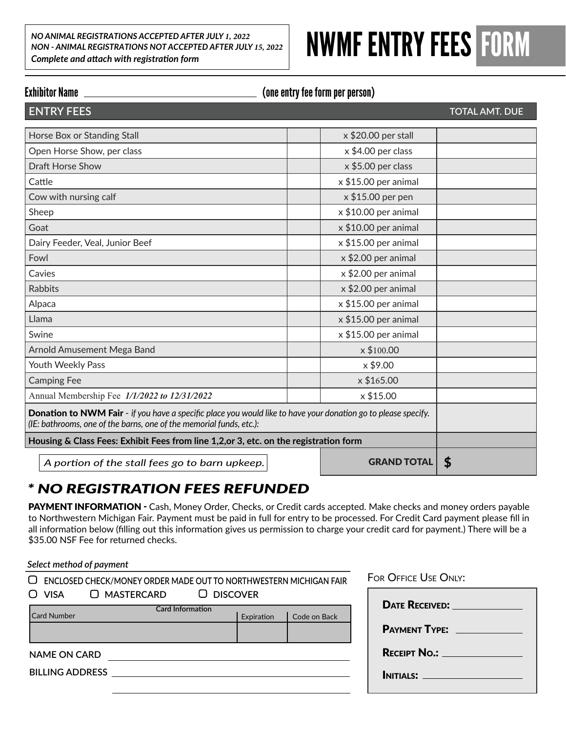*NO ANIMAL REGISTRATIONS ACCEPTED AFTER JULY 1, 2022*
*NON - ANIMAL REGISTRATIONS NOT ACCEPTED AFTER JULY 15, 2022*
*Complete and attach with registration form*

# NWMF ENTRY FEES FORM

**Exhibitor Name** ______________________________ **(one entry fee form per person)**

| ENTRY FEES | | | TOTAL AMT. DUE |
|---|---|---|---|
| Horse Box or Standing Stall | | x $20.00 per stall | |
| Open Horse Show, per class | | x $4.00 per class | |
| Draft Horse Show | | x $5.00 per class | |
| Cattle | | x $15.00 per animal | |
| Cow with nursing calf | | x $15.00 per pen | |
| Sheep | | x $10.00 per animal | |
| Goat | | x $10.00 per animal | |
| Dairy Feeder, Veal, Junior Beef | | x $15.00 per animal | |
| Fowl | | x $2.00 per animal | |
| Cavies | | x $2.00 per animal | |
| Rabbits | | x $2.00 per animal | |
| Alpaca | | x $15.00 per animal | |
| Llama | | x $15.00 per animal | |
| Swine | | x $15.00 per animal | |
| Arnold Amusement Mega Band | | x $100.00 | |
| Youth Weekly Pass | | x $9.00 | |
| Camping Fee | | x $165.00 | |
| Annual Membership Fee *1/1/2022 to 12/31/2022* | | x $15.00 | |
| **Donation to NWM Fair** - *if you have a specific place you would like to have your donation go to please specify. (IE: bathrooms, one of the barns, one of the memorial funds, etc.):* | | | |
| **Housing & Class Fees: Exhibit Fees from line 1,2,or 3, etc. on the registration form** | | | |
| *A portion of the stall fees go to barn upkeep.* | | **GRAND TOTAL** | **$** |

## *\* NO REGISTRATION FEES REFUNDED*

**PAYMENT INFORMATION -** Cash, Money Order, Checks, or Credit cards accepted. Make checks and money orders payable to Northwestern Michigan Fair. Payment must be paid in full for entry to be processed. For Credit Card payment please fill in all information below (filling out this information gives us permission to charge your credit card for payment.) There will be a $35.00 NSF Fee for returned checks.

*Select method of payment*

- ☐ ENCLOSED CHECK/MONEY ORDER MADE OUT TO NORTHWESTERN MICHIGAN FAIR
- ☐ VISA ☐ MASTERCARD ☐ DISCOVER

| Card Information | | |
|---|---|---|
| Card Number | Expiration | Code on Back |
| | | |

NAME ON CARD ______________________________

BILLING ADDRESS ______________________________

______________________________

FOR OFFICE USE ONLY:

**DATE RECEIVED:** ______________

**PAYMENT TYPE:** ______________

**RECEIPT NO.:** ______________

**INITIALS:** ______________